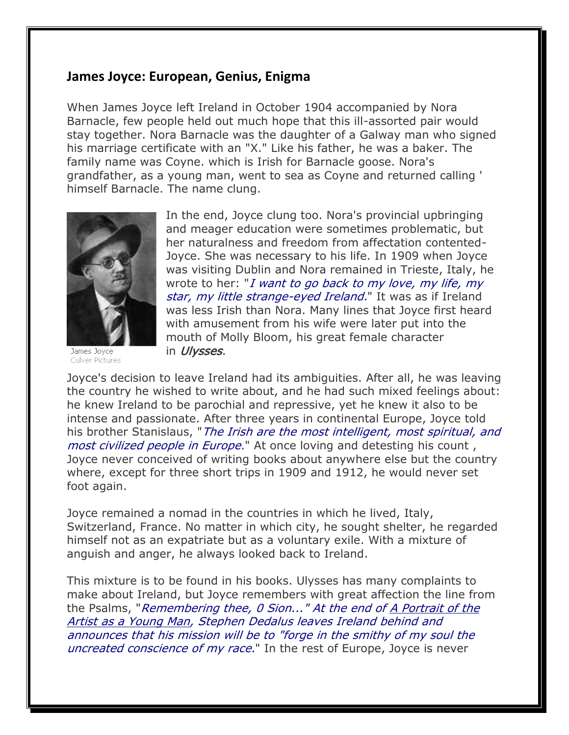## James Joyce: European, Genius, Enigma

When James Joyce left Ireland in October 1904 accompanied by Nora Barnacle, few people held out much hope that this ill-assorted pair would stay together. Nora Barnacle was the daughter of a Galway man who signed his marriage certificate with an "X." Like his father, he was a baker. The family name was Coyne. which is Irish for Barnacle goose. Nora's grandfather, as a young man, went to sea as Coyne and returned calling ' himself Barnacle. The name clung.

James Joyce
Culver Pictures

In the end, Joyce clung too. Nora's provincial upbringing and meager education were sometimes problematic, but her naturalness and freedom from affectation contented-Joyce. She was necessary to his life. In 1909 when Joyce was visiting Dublin and Nora remained in Trieste, Italy, he wrote to her: "*I want to go back to my love, my life, my star, my little strange-eyed Ireland.*" It was as if Ireland was less Irish than Nora. Many lines that Joyce first heard with amusement from his wife were later put into the mouth of Molly Bloom, his great female character in *Ulysses*.

Joyce's decision to leave Ireland had its ambiguities. After all, he was leaving the country he wished to write about, and he had such mixed feelings about: he knew Ireland to be parochial and repressive, yet he knew it also to be intense and passionate. After three years in continental Europe, Joyce told his brother Stanislaus, "*The Irish are the most intelligent, most spiritual, and most civilized people in Europe.*" At once loving and detesting his count , Joyce never conceived of writing books about anywhere else but the country where, except for three short trips in 1909 and 1912, he would never set foot again.

Joyce remained a nomad in the countries in which he lived, Italy, Switzerland, France. No matter in which city, he sought shelter, he regarded himself not as an expatriate but as a voluntary exile. With a mixture of anguish and anger, he always looked back to Ireland.

This mixture is to be found in his books. Ulysses has many complaints to make about Ireland, but Joyce remembers with great affection the line from the Psalms, "*Remembering thee, 0 Sion..." At the end of A Portrait of the Artist as a Young Man, Stephen Dedalus leaves Ireland behind and announces that his mission will be to "forge in the smithy of my soul the uncreated conscience of my race.*" In the rest of Europe, Joyce is never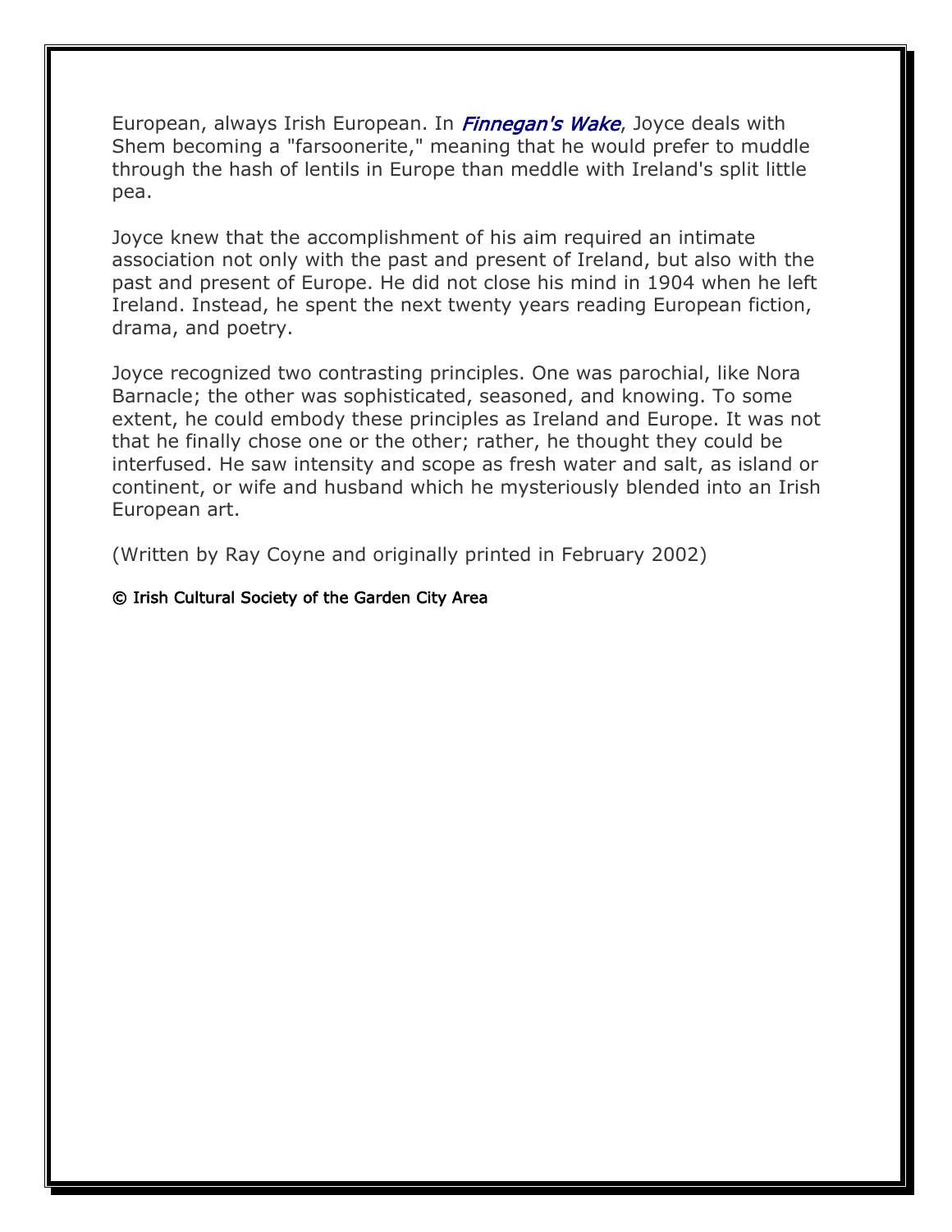European, always Irish European. In *Finnegan's Wake*, Joyce deals with Shem becoming a "farsoonerite," meaning that he would prefer to muddle through the hash of lentils in Europe than meddle with Ireland's split little pea.

Joyce knew that the accomplishment of his aim required an intimate association not only with the past and present of Ireland, but also with the past and present of Europe. He did not close his mind in 1904 when he left Ireland. Instead, he spent the next twenty years reading European fiction, drama, and poetry.

Joyce recognized two contrasting principles. One was parochial, like Nora Barnacle; the other was sophisticated, seasoned, and knowing. To some extent, he could embody these principles as Ireland and Europe. It was not that he finally chose one or the other; rather, he thought they could be interfused. He saw intensity and scope as fresh water and salt, as island or continent, or wife and husband which he mysteriously blended into an Irish European art.

(Written by Ray Coyne and originally printed in February 2002)

© Irish Cultural Society of the Garden City Area